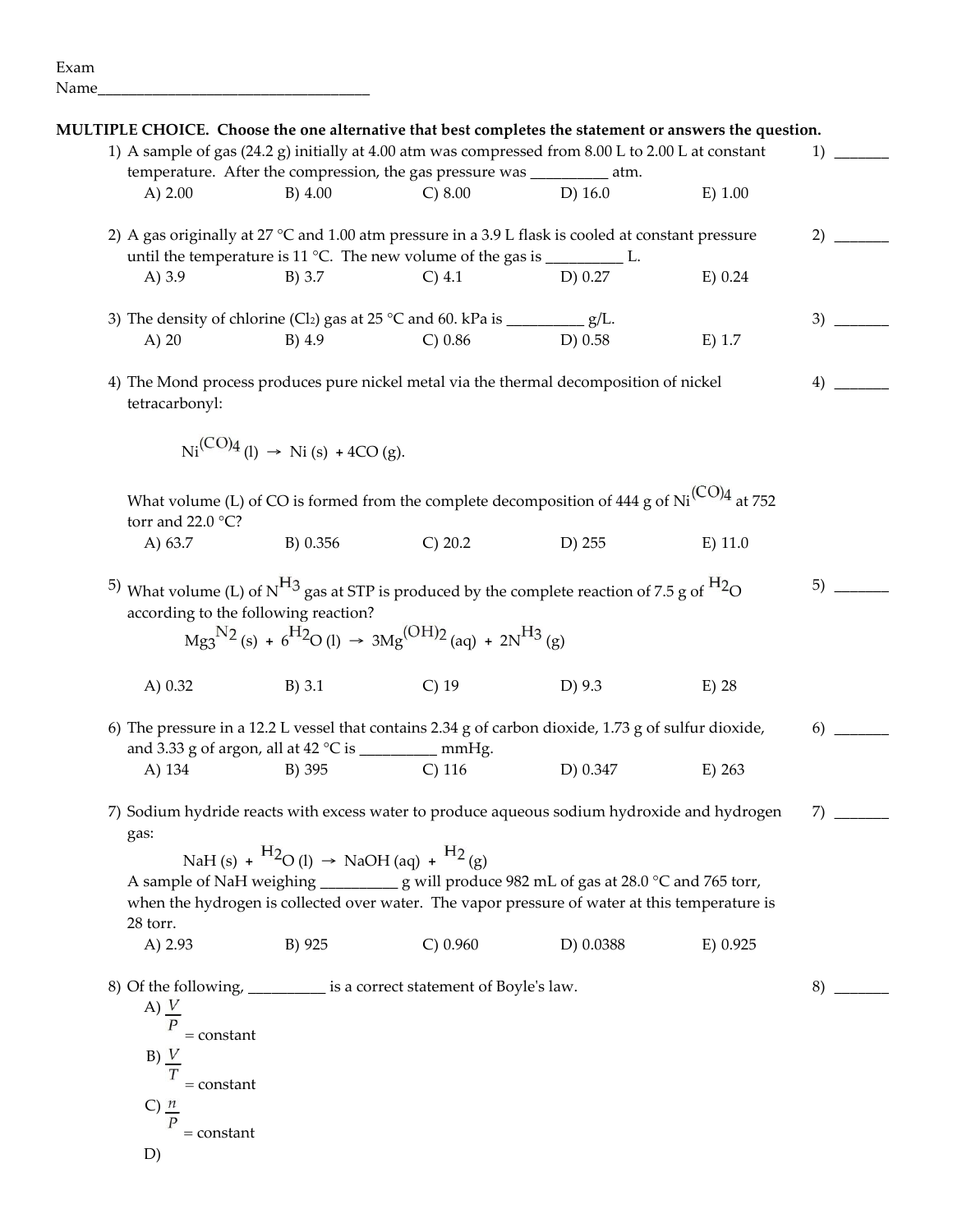Exam
Name\_\_\_\_\_\_\_\_\_\_\_\_\_\_\_\_\_\_\_\_\_\_\_\_\_\_\_\_\_\_\_\_\_\_\_

**MULTIPLE CHOICE. Choose the one alternative that best completes the statement or answers the question.**

1) A sample of gas (24.2 g) initially at 4.00 atm was compressed from 8.00 L to 2.00 L at constant temperature. After the compression, the gas pressure was __________ atm. 1) _______

A) 2.00 B) 4.00 C) 8.00 D) 16.0 E) 1.00

2) A gas originally at 27 °C and 1.00 atm pressure in a 3.9 L flask is cooled at constant pressure until the temperature is 11 °C. The new volume of the gas is __________ L. 2) _______

A) 3.9 B) 3.7 C) 4.1 D) 0.27 E) 0.24

3) The density of chlorine ($Cl_2$) gas at 25 °C and 60. kPa is __________ g/L. 3) _______

A) 20 B) 4.9 C) 0.86 D) 0.58 E) 1.7

4) The Mond process produces pure nickel metal via the thermal decomposition of nickel tetracarbonyl: 4) _______

$$Ni(CO)_4\ (l) \rightarrow Ni\ (s) + 4CO\ (g).$$

What volume (L) of CO is formed from the complete decomposition of 444 g of $Ni(CO)_4$ at 752 torr and 22.0 °C?

A) 63.7 B) 0.356 C) 20.2 D) 255 E) 11.0

5) What volume (L) of $NH_3$ gas at STP is produced by the complete reaction of 7.5 g of $H_2O$ according to the following reaction? 5) _______

$$Mg_3N_2\ (s) + 6H_2O\ (l) \rightarrow 3Mg(OH)_2\ (aq) + 2NH_3\ (g)$$

A) 0.32 B) 3.1 C) 19 D) 9.3 E) 28

6) The pressure in a 12.2 L vessel that contains 2.34 g of carbon dioxide, 1.73 g of sulfur dioxide, and 3.33 g of argon, all at 42 °C is __________ mmHg. 6) _______

A) 134 B) 395 C) 116 D) 0.347 E) 263

7) Sodium hydride reacts with excess water to produce aqueous sodium hydroxide and hydrogen gas: 7) _______

$$NaH\ (s) + H_2O\ (l) \rightarrow NaOH\ (aq) + H_2\ (g)$$

A sample of NaH weighing __________ g will produce 982 mL of gas at 28.0 °C and 765 torr, when the hydrogen is collected over water. The vapor pressure of water at this temperature is 28 torr.

A) 2.93 B) 925 C) 0.960 D) 0.0388 E) 0.925

8) Of the following, __________ is a correct statement of Boyle's law. 8) _______

A) $\frac{V}{P}$ = constant

B) $\frac{V}{T}$ = constant

C) $\frac{n}{P}$ = constant

D)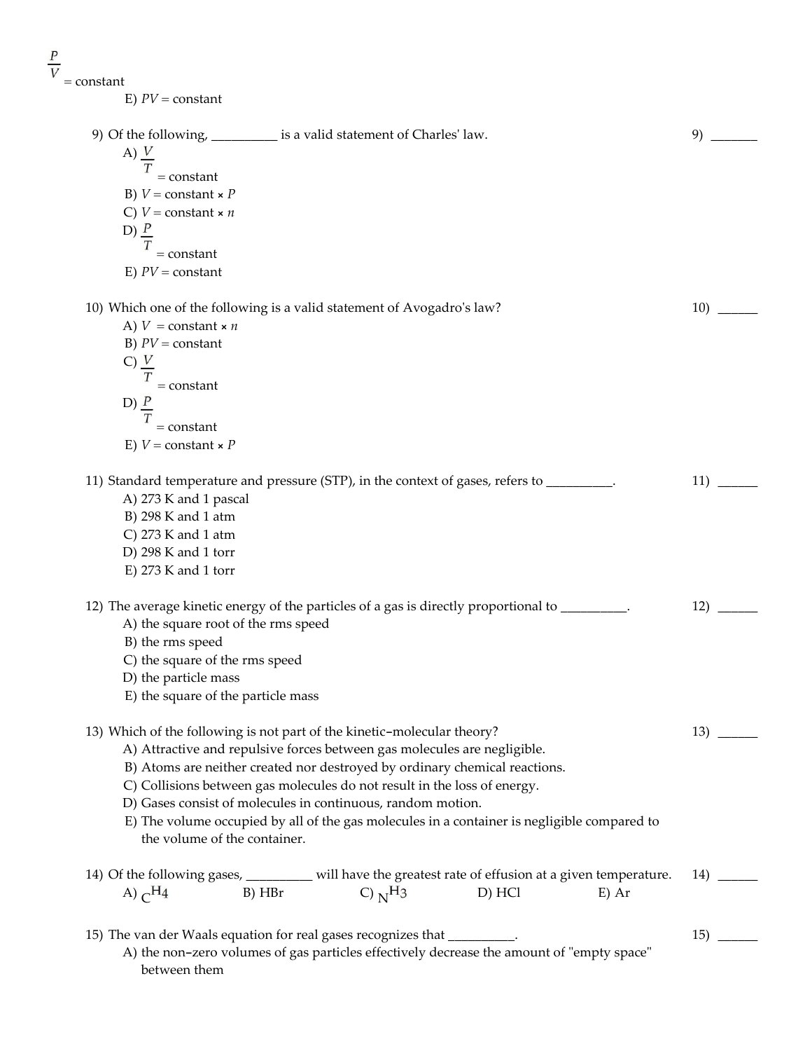D) $\frac{P}{V}$ = constant

E) $PV$ = constant

9) Of the following, __________ is a valid statement of Charles' law. 9) _______

A) $\frac{V}{T}$ = constant

B) $V$ = constant × $P$

C) $V$ = constant × $n$

D) $\frac{P}{T}$ = constant

E) $PV$ = constant

10) Which one of the following is a valid statement of Avogadro's law? 10) ______

A) $V$ = constant × $n$

B) $PV$ = constant

C) $\frac{V}{T}$ = constant

D) $\frac{P}{T}$ = constant

E) $V$ = constant × $P$

11) Standard temperature and pressure (STP), in the context of gases, refers to __________. 11) ______

A) 273 K and 1 pascal

B) 298 K and 1 atm

C) 273 K and 1 atm

D) 298 K and 1 torr

E) 273 K and 1 torr

12) The average kinetic energy of the particles of a gas is directly proportional to __________. 12) ______

A) the square root of the rms speed

B) the rms speed

C) the square of the rms speed

D) the particle mass

E) the square of the particle mass

13) Which of the following is not part of the kinetic-molecular theory? 13) ______

A) Attractive and repulsive forces between gas molecules are negligible.

B) Atoms are neither created nor destroyed by ordinary chemical reactions.

C) Collisions between gas molecules do not result in the loss of energy.

D) Gases consist of molecules in continuous, random motion.

E) The volume occupied by all of the gas molecules in a container is negligible compared to the volume of the container.

14) Of the following gases, __________ will have the greatest rate of effusion at a given temperature. 14) ______

A) $CH_4$ B) HBr C) $NH_3$ D) HCl E) Ar

15) The van der Waals equation for real gases recognizes that __________. 15) ______

A) the non-zero volumes of gas particles effectively decrease the amount of "empty space" between them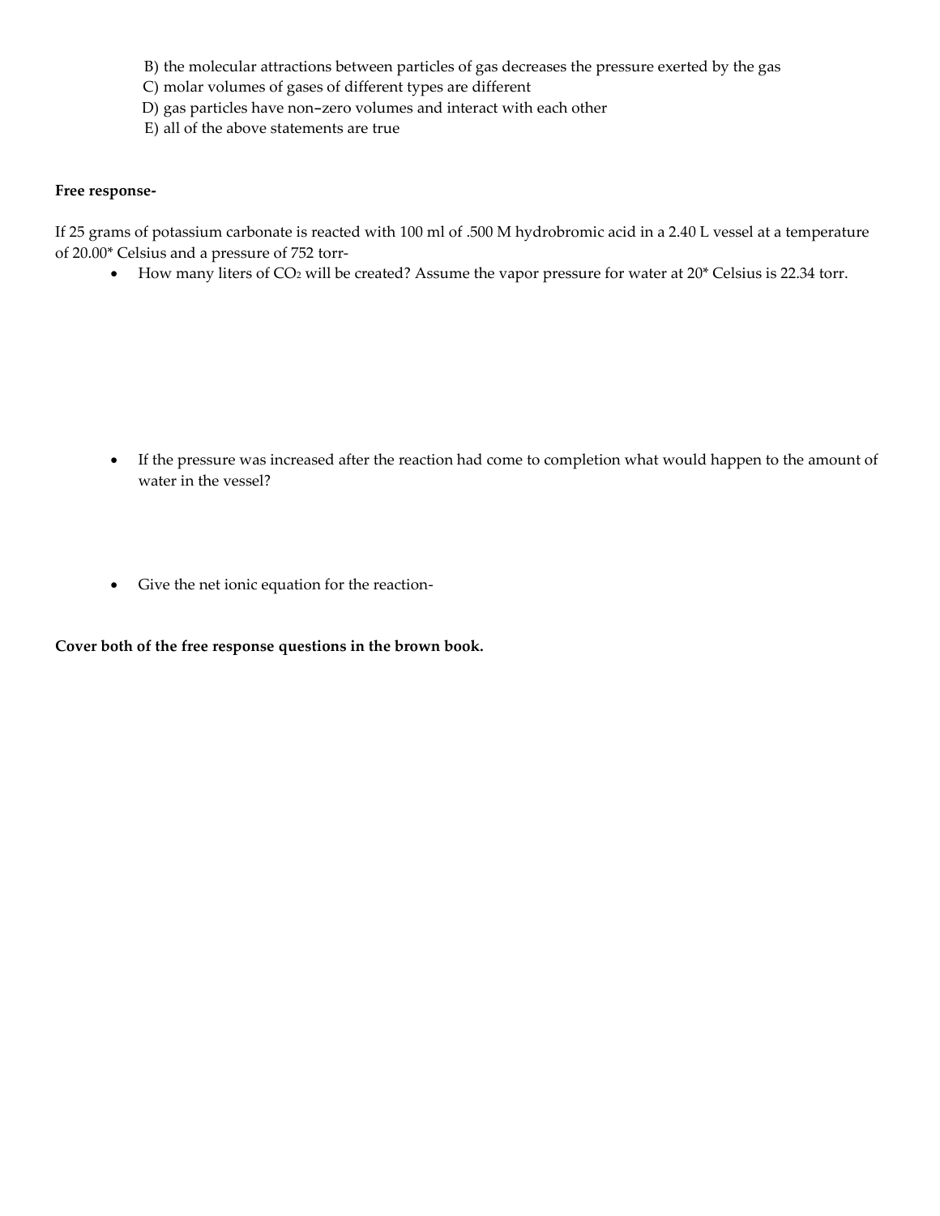B) the molecular attractions between particles of gas decreases the pressure exerted by the gas
C) molar volumes of gases of different types are different
D) gas particles have non–zero volumes and interact with each other
E) all of the above statements are true

**Free response-**

If 25 grams of potassium carbonate is reacted with 100 ml of .500 M hydrobromic acid in a 2.40 L vessel at a temperature of 20.00* Celsius and a pressure of 752 torr-

- How many liters of $CO_2$ will be created? Assume the vapor pressure for water at 20* Celsius is 22.34 torr.

- If the pressure was increased after the reaction had come to completion what would happen to the amount of water in the vessel?

- Give the net ionic equation for the reaction-

**Cover both of the free response questions in the brown book.**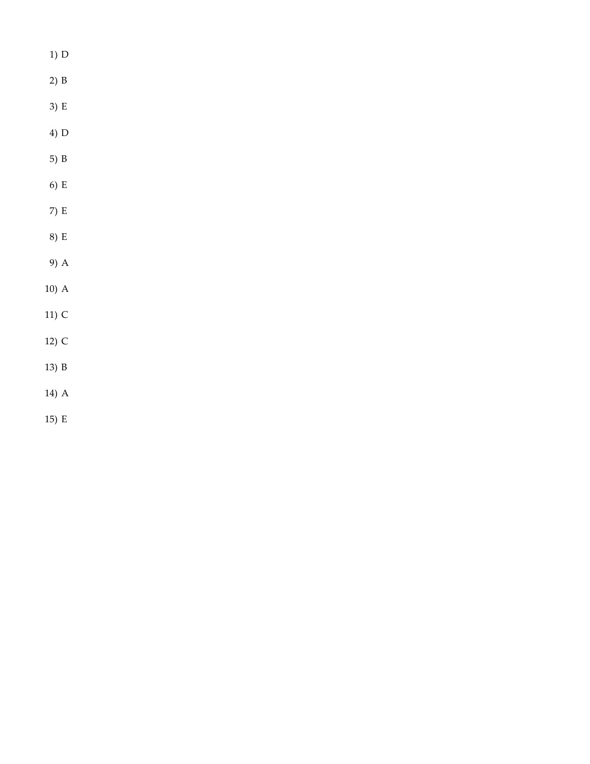1) D

2) B

3) E

4) D

5) B

6) E

7) E

8) E

9) A

10) A

11) C

12) C

13) B

14) A

15) E